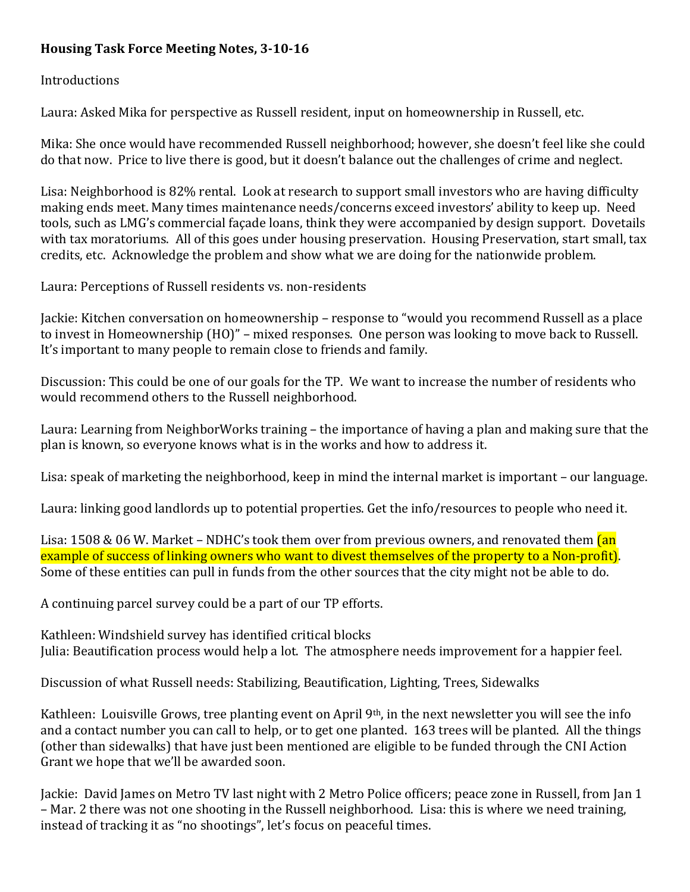**Housing Task Force Meeting Notes, 3-10-16**

Introductions

Laura: Asked Mika for perspective as Russell resident, input on homeownership in Russell, etc.

Mika: She once would have recommended Russell neighborhood; however, she doesn't feel like she could do that now. Price to live there is good, but it doesn't balance out the challenges of crime and neglect.

Lisa: Neighborhood is 82% rental. Look at research to support small investors who are having difficulty making ends meet. Many times maintenance needs/concerns exceed investors' ability to keep up. Need tools, such as LMG's commercial façade loans, think they were accompanied by design support. Dovetails with tax moratoriums. All of this goes under housing preservation. Housing Preservation, start small, tax credits, etc. Acknowledge the problem and show what we are doing for the nationwide problem.

Laura: Perceptions of Russell residents vs. non-residents

Jackie: Kitchen conversation on homeownership – response to "would you recommend Russell as a place to invest in Homeownership (HO)" – mixed responses. One person was looking to move back to Russell. It's important to many people to remain close to friends and family.

Discussion: This could be one of our goals for the TP. We want to increase the number of residents who would recommend others to the Russell neighborhood.

Laura: Learning from NeighborWorks training – the importance of having a plan and making sure that the plan is known, so everyone knows what is in the works and how to address it.

Lisa: speak of marketing the neighborhood, keep in mind the internal market is important – our language.

Laura: linking good landlords up to potential properties. Get the info/resources to people who need it.

Lisa: 1508 & 06 W. Market – NDHC's took them over from previous owners, and renovated them (an example of success of linking owners who want to divest themselves of the property to a Non-profit). Some of these entities can pull in funds from the other sources that the city might not be able to do.

A continuing parcel survey could be a part of our TP efforts.

Kathleen: Windshield survey has identified critical blocks
Julia: Beautification process would help a lot. The atmosphere needs improvement for a happier feel.

Discussion of what Russell needs: Stabilizing, Beautification, Lighting, Trees, Sidewalks

Kathleen: Louisville Grows, tree planting event on April 9th, in the next newsletter you will see the info and a contact number you can call to help, or to get one planted. 163 trees will be planted. All the things (other than sidewalks) that have just been mentioned are eligible to be funded through the CNI Action Grant we hope that we'll be awarded soon.

Jackie: David James on Metro TV last night with 2 Metro Police officers; peace zone in Russell, from Jan 1 – Mar. 2 there was not one shooting in the Russell neighborhood. Lisa: this is where we need training, instead of tracking it as "no shootings", let's focus on peaceful times.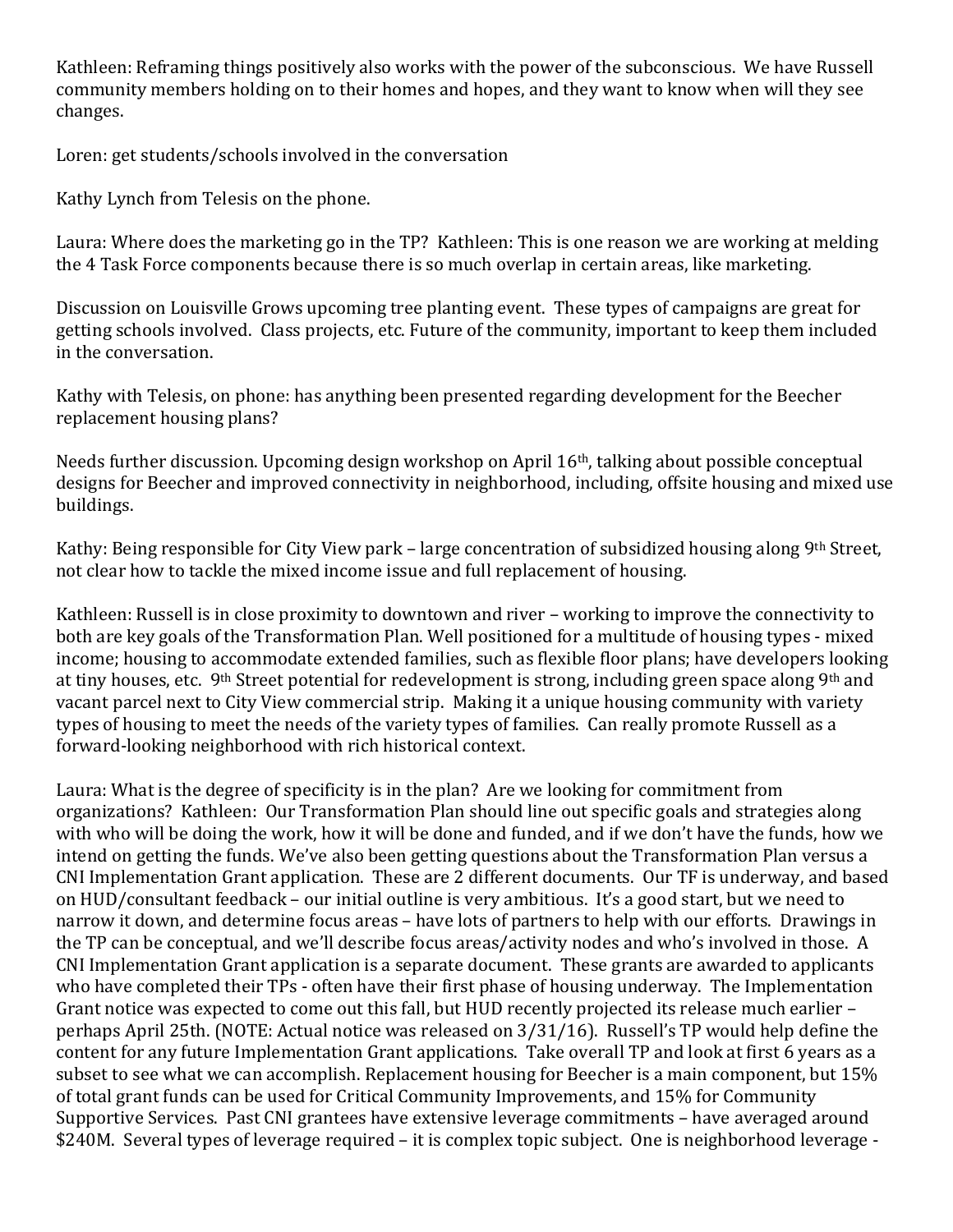Kathleen: Reframing things positively also works with the power of the subconscious. We have Russell community members holding on to their homes and hopes, and they want to know when will they see changes.

Loren: get students/schools involved in the conversation

Kathy Lynch from Telesis on the phone.

Laura: Where does the marketing go in the TP? Kathleen: This is one reason we are working at melding the 4 Task Force components because there is so much overlap in certain areas, like marketing.

Discussion on Louisville Grows upcoming tree planting event. These types of campaigns are great for getting schools involved. Class projects, etc. Future of the community, important to keep them included in the conversation.

Kathy with Telesis, on phone: has anything been presented regarding development for the Beecher replacement housing plans?

Needs further discussion. Upcoming design workshop on April 16th, talking about possible conceptual designs for Beecher and improved connectivity in neighborhood, including, offsite housing and mixed use buildings.

Kathy: Being responsible for City View park – large concentration of subsidized housing along 9th Street, not clear how to tackle the mixed income issue and full replacement of housing.

Kathleen: Russell is in close proximity to downtown and river – working to improve the connectivity to both are key goals of the Transformation Plan. Well positioned for a multitude of housing types - mixed income; housing to accommodate extended families, such as flexible floor plans; have developers looking at tiny houses, etc. 9th Street potential for redevelopment is strong, including green space along 9th and vacant parcel next to City View commercial strip. Making it a unique housing community with variety types of housing to meet the needs of the variety types of families. Can really promote Russell as a forward-looking neighborhood with rich historical context.

Laura: What is the degree of specificity is in the plan? Are we looking for commitment from organizations? Kathleen: Our Transformation Plan should line out specific goals and strategies along with who will be doing the work, how it will be done and funded, and if we don't have the funds, how we intend on getting the funds. We've also been getting questions about the Transformation Plan versus a CNI Implementation Grant application. These are 2 different documents. Our TF is underway, and based on HUD/consultant feedback – our initial outline is very ambitious. It's a good start, but we need to narrow it down, and determine focus areas – have lots of partners to help with our efforts. Drawings in the TP can be conceptual, and we'll describe focus areas/activity nodes and who's involved in those. A CNI Implementation Grant application is a separate document. These grants are awarded to applicants who have completed their TPs - often have their first phase of housing underway. The Implementation Grant notice was expected to come out this fall, but HUD recently projected its release much earlier – perhaps April 25th. (NOTE: Actual notice was released on 3/31/16). Russell's TP would help define the content for any future Implementation Grant applications. Take overall TP and look at first 6 years as a subset to see what we can accomplish. Replacement housing for Beecher is a main component, but 15% of total grant funds can be used for Critical Community Improvements, and 15% for Community Supportive Services. Past CNI grantees have extensive leverage commitments – have averaged around $240M. Several types of leverage required – it is complex topic subject. One is neighborhood leverage -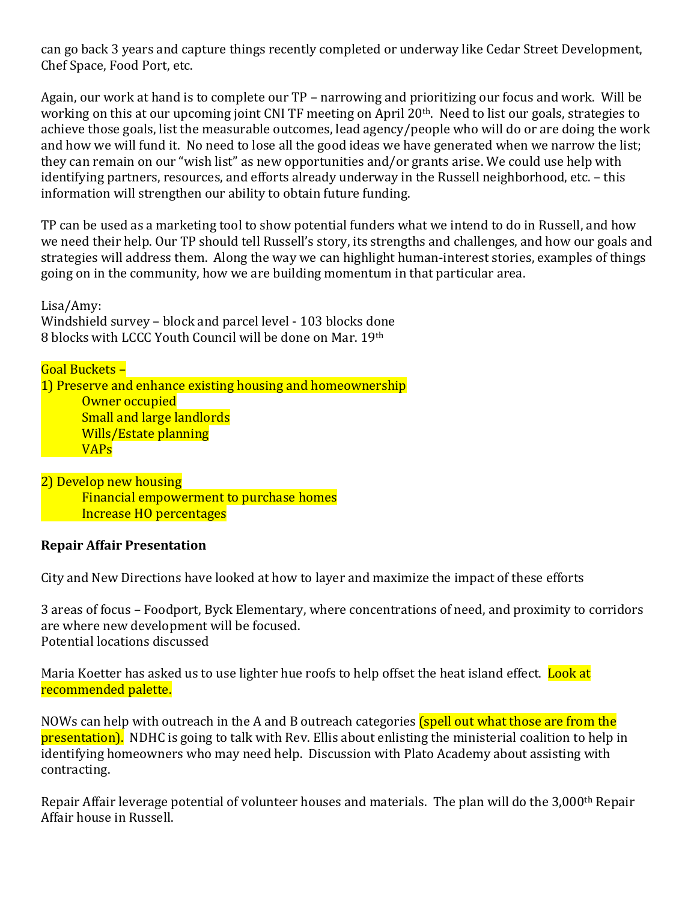can go back 3 years and capture things recently completed or underway like Cedar Street Development, Chef Space, Food Port, etc.

Again, our work at hand is to complete our TP – narrowing and prioritizing our focus and work. Will be working on this at our upcoming joint CNI TF meeting on April 20th. Need to list our goals, strategies to achieve those goals, list the measurable outcomes, lead agency/people who will do or are doing the work and how we will fund it. No need to lose all the good ideas we have generated when we narrow the list; they can remain on our "wish list" as new opportunities and/or grants arise. We could use help with identifying partners, resources, and efforts already underway in the Russell neighborhood, etc. – this information will strengthen our ability to obtain future funding.

TP can be used as a marketing tool to show potential funders what we intend to do in Russell, and how we need their help. Our TP should tell Russell's story, its strengths and challenges, and how our goals and strategies will address them. Along the way we can highlight human-interest stories, examples of things going on in the community, how we are building momentum in that particular area.

Lisa/Amy:
Windshield survey – block and parcel level - 103 blocks done
8 blocks with LCCC Youth Council will be done on Mar. 19th

Goal Buckets –
1) Preserve and enhance existing housing and homeownership
   - Owner occupied
   - Small and large landlords
   - Wills/Estate planning
   - VAPs

2) Develop new housing
   - Financial empowerment to purchase homes
   - Increase HO percentages

**Repair Affair Presentation**

City and New Directions have looked at how to layer and maximize the impact of these efforts

3 areas of focus – Foodport, Byck Elementary, where concentrations of need, and proximity to corridors are where new development will be focused.
Potential locations discussed

Maria Koetter has asked us to use lighter hue roofs to help offset the heat island effect. Look at recommended palette.

NOWs can help with outreach in the A and B outreach categories (spell out what those are from the presentation). NDHC is going to talk with Rev. Ellis about enlisting the ministerial coalition to help in identifying homeowners who may need help. Discussion with Plato Academy about assisting with contracting.

Repair Affair leverage potential of volunteer houses and materials. The plan will do the 3,000th Repair Affair house in Russell.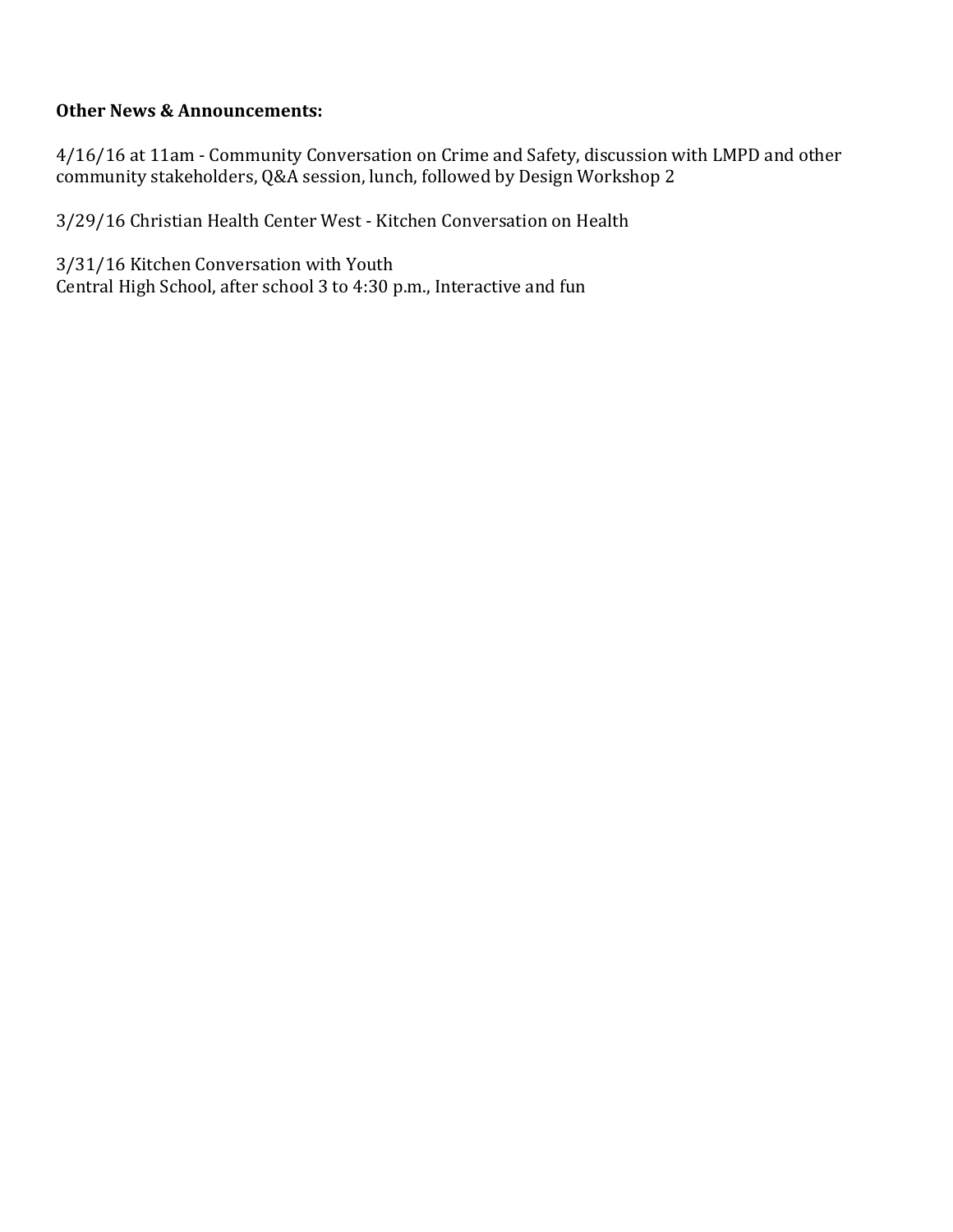**Other News & Announcements:**

4/16/16 at 11am - Community Conversation on Crime and Safety, discussion with LMPD and other community stakeholders, Q&A session, lunch, followed by Design Workshop 2

3/29/16 Christian Health Center West - Kitchen Conversation on Health

3/31/16 Kitchen Conversation with Youth
Central High School, after school 3 to 4:30 p.m., Interactive and fun